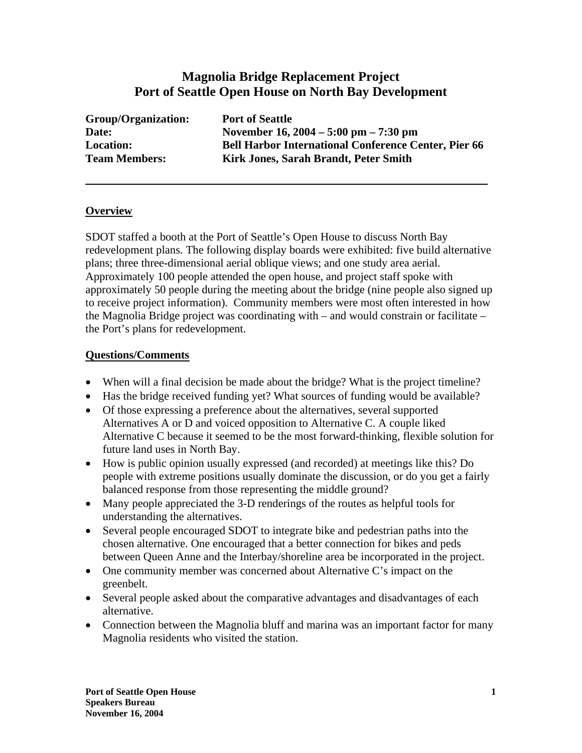# Magnolia Bridge Replacement Project
# Port of Seattle Open House on North Bay Development

| | |
|---|---|
| **Group/Organization:** | **Port of Seattle** |
| **Date:** | **November 16, 2004 – 5:00 pm – 7:30 pm** |
| **Location:** | **Bell Harbor International Conference Center, Pier 66** |
| **Team Members:** | **Kirk Jones, Sarah Brandt, Peter Smith** |

---

## Overview

SDOT staffed a booth at the Port of Seattle's Open House to discuss North Bay redevelopment plans. The following display boards were exhibited: five build alternative plans; three three-dimensional aerial oblique views; and one study area aerial. Approximately 100 people attended the open house, and project staff spoke with approximately 50 people during the meeting about the bridge (nine people also signed up to receive project information). Community members were most often interested in how the Magnolia Bridge project was coordinating with – and would constrain or facilitate – the Port's plans for redevelopment.

## Questions/Comments

- When will a final decision be made about the bridge? What is the project timeline?
- Has the bridge received funding yet? What sources of funding would be available?
- Of those expressing a preference about the alternatives, several supported Alternatives A or D and voiced opposition to Alternative C. A couple liked Alternative C because it seemed to be the most forward-thinking, flexible solution for future land uses in North Bay.
- How is public opinion usually expressed (and recorded) at meetings like this? Do people with extreme positions usually dominate the discussion, or do you get a fairly balanced response from those representing the middle ground?
- Many people appreciated the 3-D renderings of the routes as helpful tools for understanding the alternatives.
- Several people encouraged SDOT to integrate bike and pedestrian paths into the chosen alternative. One encouraged that a better connection for bikes and peds between Queen Anne and the Interbay/shoreline area be incorporated in the project.
- One community member was concerned about Alternative C's impact on the greenbelt.
- Several people asked about the comparative advantages and disadvantages of each alternative.
- Connection between the Magnolia bluff and marina was an important factor for many Magnolia residents who visited the station.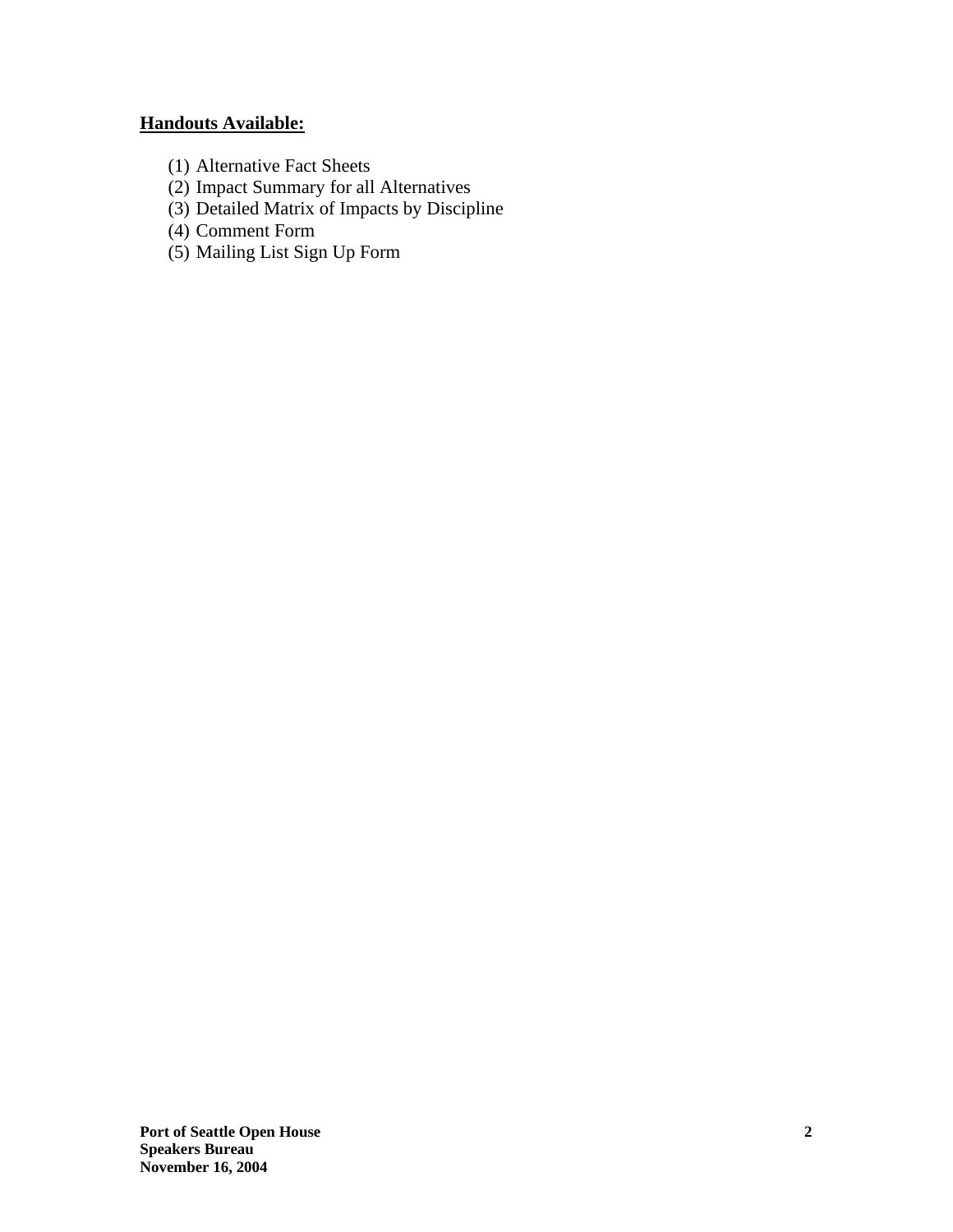**Handouts Available:**

(1) Alternative Fact Sheets
(2) Impact Summary for all Alternatives
(3) Detailed Matrix of Impacts by Discipline
(4) Comment Form
(5) Mailing List Sign Up Form